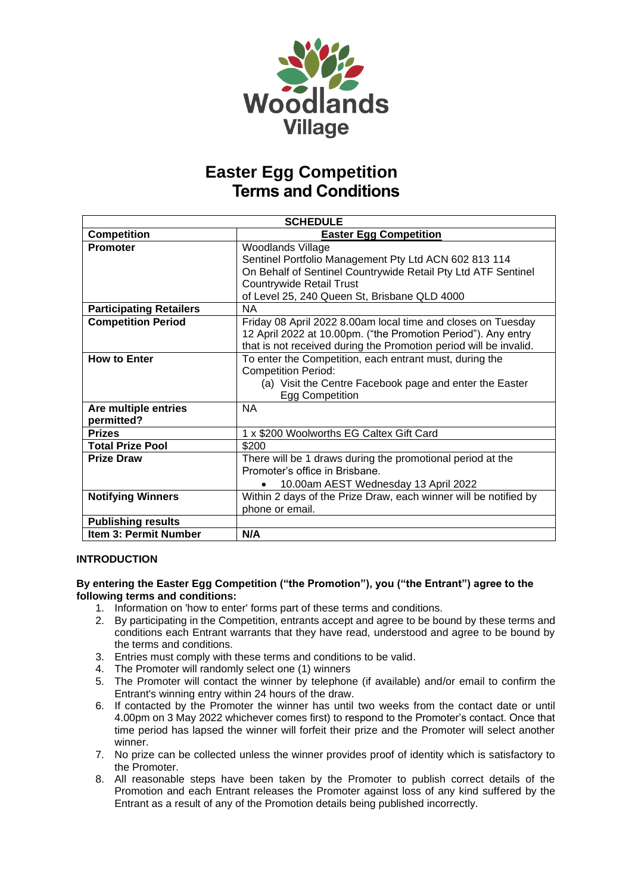Woodlands Village

# Easter Egg Competition
# Terms and Conditions

| SCHEDULE | |
|---|---|
| **Competition** | **Easter Egg Competition** |
| **Promoter** | Woodlands Village<br>Sentinel Portfolio Management Pty Ltd ACN 602 813 114<br>On Behalf of Sentinel Countrywide Retail Pty Ltd ATF Sentinel Countrywide Retail Trust<br>of Level 25, 240 Queen St, Brisbane QLD 4000 |
| **Participating Retailers** | NA |
| **Competition Period** | Friday 08 April 2022 8.00am local time and closes on Tuesday 12 April 2022 at 10.00pm. ("the Promotion Period"). Any entry that is not received during the Promotion period will be invalid. |
| **How to Enter** | To enter the Competition, each entrant must, during the Competition Period:<br>(a) Visit the Centre Facebook page and enter the Easter Egg Competition |
| **Are multiple entries permitted?** | NA |
| **Prizes** | 1 x $200 Woolworths EG Caltex Gift Card |
| **Total Prize Pool** | $200 |
| **Prize Draw** | There will be 1 draws during the promotional period at the Promoter's office in Brisbane.<br>• 10.00am AEST Wednesday 13 April 2022 |
| **Notifying Winners** | Within 2 days of the Prize Draw, each winner will be notified by phone or email. |
| **Publishing results** | |
| **Item 3: Permit Number** | **N/A** |

**INTRODUCTION**

**By entering the Easter Egg Competition ("the Promotion"), you ("the Entrant") agree to the following terms and conditions:**

1. Information on 'how to enter' forms part of these terms and conditions.
2. By participating in the Competition, entrants accept and agree to be bound by these terms and conditions each Entrant warrants that they have read, understood and agree to be bound by the terms and conditions.
3. Entries must comply with these terms and conditions to be valid.
4. The Promoter will randomly select one (1) winners
5. The Promoter will contact the winner by telephone (if available) and/or email to confirm the Entrant's winning entry within 24 hours of the draw.
6. If contacted by the Promoter the winner has until two weeks from the contact date or until 4.00pm on 3 May 2022 whichever comes first) to respond to the Promoter's contact. Once that time period has lapsed the winner will forfeit their prize and the Promoter will select another winner.
7. No prize can be collected unless the winner provides proof of identity which is satisfactory to the Promoter.
8. All reasonable steps have been taken by the Promoter to publish correct details of the Promotion and each Entrant releases the Promoter against loss of any kind suffered by the Entrant as a result of any of the Promotion details being published incorrectly.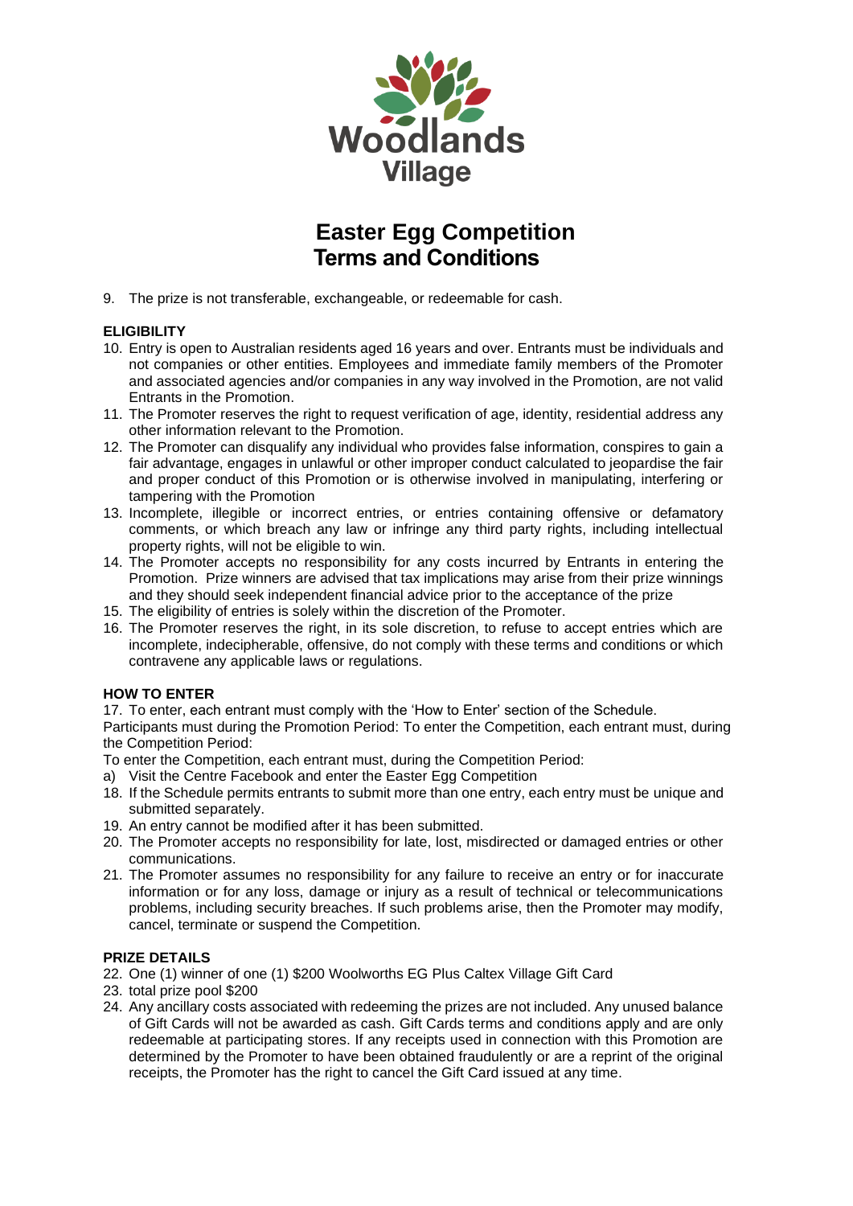Woodlands Village

# Easter Egg Competition
# Terms and Conditions

9. The prize is not transferable, exchangeable, or redeemable for cash.

**ELIGIBILITY**

10. Entry is open to Australian residents aged 16 years and over. Entrants must be individuals and not companies or other entities. Employees and immediate family members of the Promoter and associated agencies and/or companies in any way involved in the Promotion, are not valid Entrants in the Promotion.
11. The Promoter reserves the right to request verification of age, identity, residential address any other information relevant to the Promotion.
12. The Promoter can disqualify any individual who provides false information, conspires to gain a fair advantage, engages in unlawful or other improper conduct calculated to jeopardise the fair and proper conduct of this Promotion or is otherwise involved in manipulating, interfering or tampering with the Promotion
13. Incomplete, illegible or incorrect entries, or entries containing offensive or defamatory comments, or which breach any law or infringe any third party rights, including intellectual property rights, will not be eligible to win.
14. The Promoter accepts no responsibility for any costs incurred by Entrants in entering the Promotion. Prize winners are advised that tax implications may arise from their prize winnings and they should seek independent financial advice prior to the acceptance of the prize
15. The eligibility of entries is solely within the discretion of the Promoter.
16. The Promoter reserves the right, in its sole discretion, to refuse to accept entries which are incomplete, indecipherable, offensive, do not comply with these terms and conditions or which contravene any applicable laws or regulations.

**HOW TO ENTER**

17. To enter, each entrant must comply with the 'How to Enter' section of the Schedule.

Participants must during the Promotion Period: To enter the Competition, each entrant must, during the Competition Period:

To enter the Competition, each entrant must, during the Competition Period:

a) Visit the Centre Facebook and enter the Easter Egg Competition

18. If the Schedule permits entrants to submit more than one entry, each entry must be unique and submitted separately.
19. An entry cannot be modified after it has been submitted.
20. The Promoter accepts no responsibility for late, lost, misdirected or damaged entries or other communications.
21. The Promoter assumes no responsibility for any failure to receive an entry or for inaccurate information or for any loss, damage or injury as a result of technical or telecommunications problems, including security breaches. If such problems arise, then the Promoter may modify, cancel, terminate or suspend the Competition.

**PRIZE DETAILS**

22. One (1) winner of one (1) $200 Woolworths EG Plus Caltex Village Gift Card
23. total prize pool $200
24. Any ancillary costs associated with redeeming the prizes are not included. Any unused balance of Gift Cards will not be awarded as cash. Gift Cards terms and conditions apply and are only redeemable at participating stores. If any receipts used in connection with this Promotion are determined by the Promoter to have been obtained fraudulently or are a reprint of the original receipts, the Promoter has the right to cancel the Gift Card issued at any time.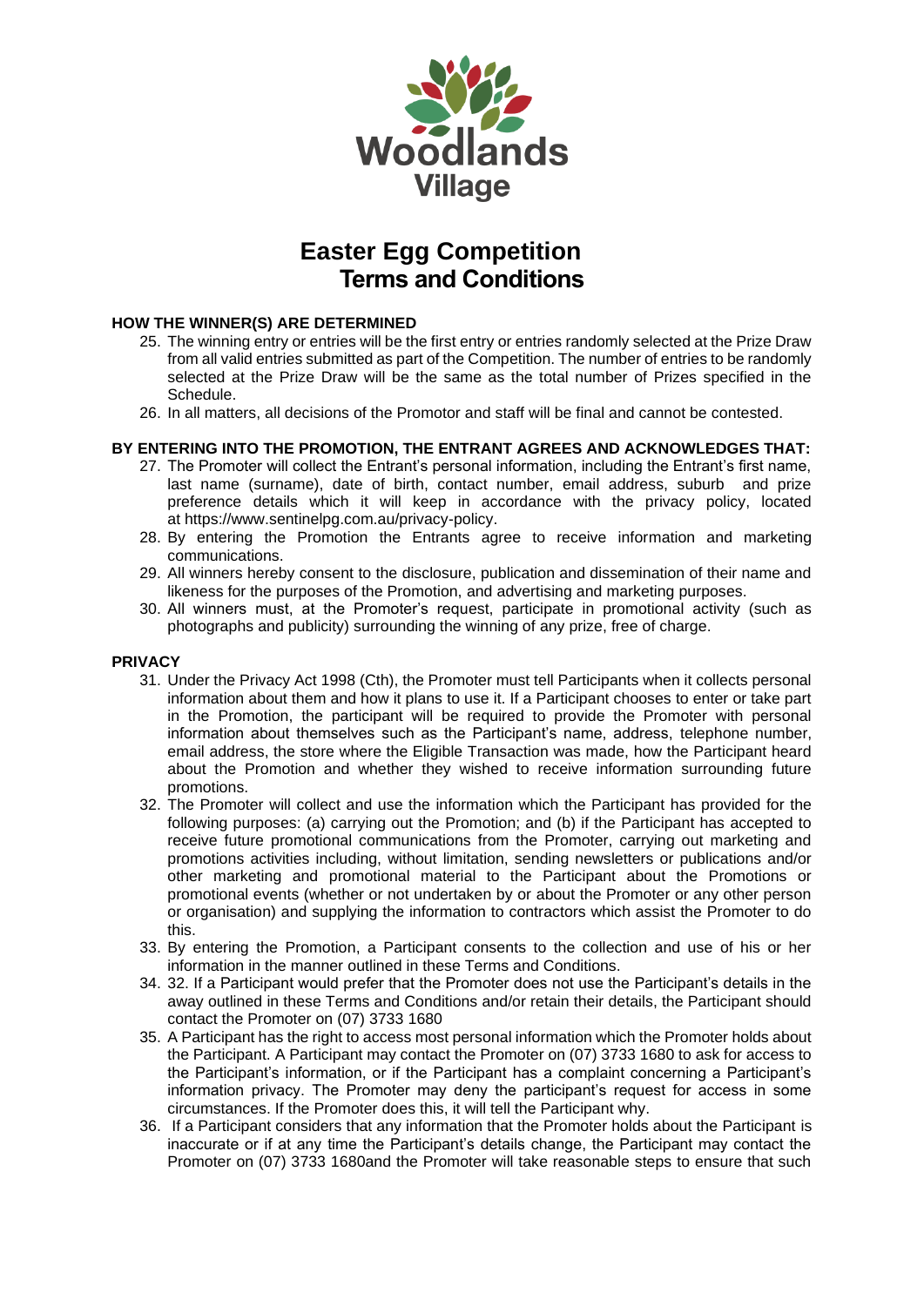# Easter Egg Competition Terms and Conditions

## HOW THE WINNER(S) ARE DETERMINED

25. The winning entry or entries will be the first entry or entries randomly selected at the Prize Draw from all valid entries submitted as part of the Competition. The number of entries to be randomly selected at the Prize Draw will be the same as the total number of Prizes specified in the Schedule.
26. In all matters, all decisions of the Promotor and staff will be final and cannot be contested.

## BY ENTERING INTO THE PROMOTION, THE ENTRANT AGREES AND ACKNOWLEDGES THAT:

27. The Promoter will collect the Entrant's personal information, including the Entrant's first name, last name (surname), date of birth, contact number, email address, suburb and prize preference details which it will keep in accordance with the privacy policy, located at https://www.sentinelpg.com.au/privacy-policy.
28. By entering the Promotion the Entrants agree to receive information and marketing communications.
29. All winners hereby consent to the disclosure, publication and dissemination of their name and likeness for the purposes of the Promotion, and advertising and marketing purposes.
30. All winners must, at the Promoter's request, participate in promotional activity (such as photographs and publicity) surrounding the winning of any prize, free of charge.

## PRIVACY

31. Under the Privacy Act 1998 (Cth), the Promoter must tell Participants when it collects personal information about them and how it plans to use it. If a Participant chooses to enter or take part in the Promotion, the participant will be required to provide the Promoter with personal information about themselves such as the Participant's name, address, telephone number, email address, the store where the Eligible Transaction was made, how the Participant heard about the Promotion and whether they wished to receive information surrounding future promotions.
32. The Promoter will collect and use the information which the Participant has provided for the following purposes: (a) carrying out the Promotion; and (b) if the Participant has accepted to receive future promotional communications from the Promoter, carrying out marketing and promotions activities including, without limitation, sending newsletters or publications and/or other marketing and promotional material to the Participant about the Promotions or promotional events (whether or not undertaken by or about the Promoter or any other person or organisation) and supplying the information to contractors which assist the Promoter to do this.
33. By entering the Promotion, a Participant consents to the collection and use of his or her information in the manner outlined in these Terms and Conditions.
34. 32. If a Participant would prefer that the Promoter does not use the Participant's details in the away outlined in these Terms and Conditions and/or retain their details, the Participant should contact the Promoter on (07) 3733 1680
35. A Participant has the right to access most personal information which the Promoter holds about the Participant. A Participant may contact the Promoter on (07) 3733 1680 to ask for access to the Participant's information, or if the Participant has a complaint concerning a Participant's information privacy. The Promoter may deny the participant's request for access in some circumstances. If the Promoter does this, it will tell the Participant why.
36. If a Participant considers that any information that the Promoter holds about the Participant is inaccurate or if at any time the Participant's details change, the Participant may contact the Promoter on (07) 3733 1680and the Promoter will take reasonable steps to ensure that such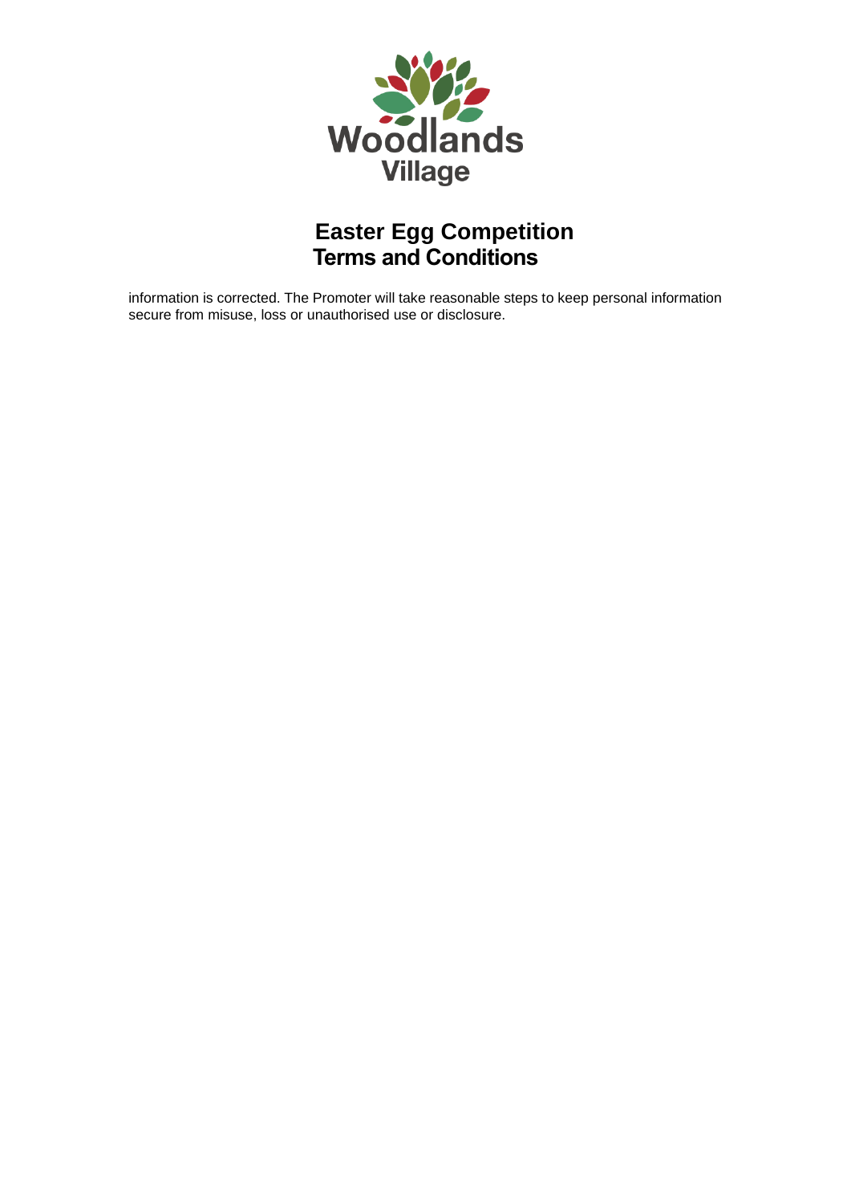information is corrected. The Promoter will take reasonable steps to keep personal information secure from misuse, loss or unauthorised use or disclosure.